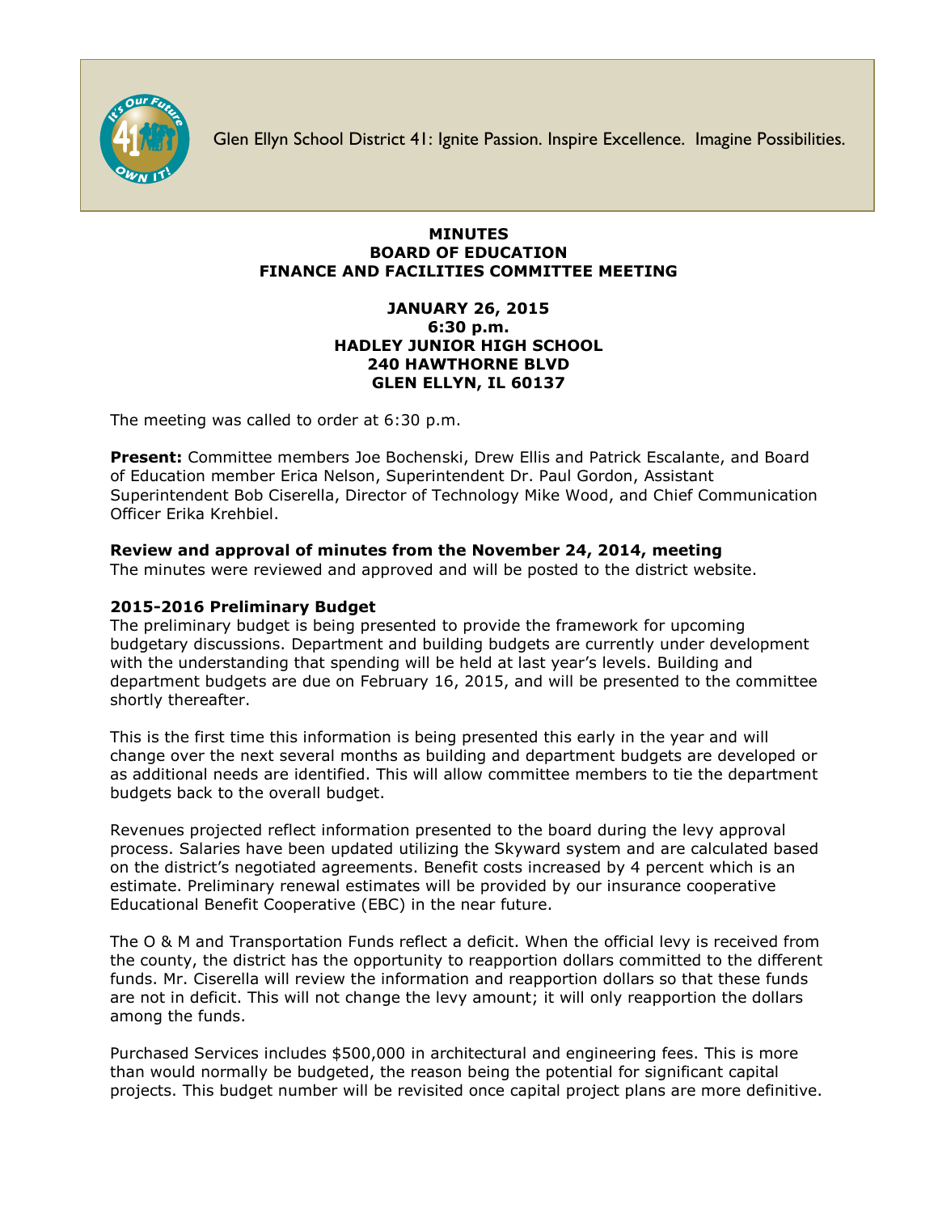Glen Ellyn School District 41: Ignite Passion. Inspire Excellence. Imagine Possibilities.

# MINUTES
# BOARD OF EDUCATION
# FINANCE AND FACILITIES COMMITTEE MEETING

**JANUARY 26, 2015**
**6:30 p.m.**
**HADLEY JUNIOR HIGH SCHOOL**
**240 HAWTHORNE BLVD**
**GLEN ELLYN, IL 60137**

The meeting was called to order at 6:30 p.m.

**Present:** Committee members Joe Bochenski, Drew Ellis and Patrick Escalante, and Board of Education member Erica Nelson, Superintendent Dr. Paul Gordon, Assistant Superintendent Bob Ciserella, Director of Technology Mike Wood, and Chief Communication Officer Erika Krehbiel.

**Review and approval of minutes from the November 24, 2014, meeting**
The minutes were reviewed and approved and will be posted to the district website.

**2015-2016 Preliminary Budget**
The preliminary budget is being presented to provide the framework for upcoming budgetary discussions. Department and building budgets are currently under development with the understanding that spending will be held at last year's levels. Building and department budgets are due on February 16, 2015, and will be presented to the committee shortly thereafter.

This is the first time this information is being presented this early in the year and will change over the next several months as building and department budgets are developed or as additional needs are identified. This will allow committee members to tie the department budgets back to the overall budget.

Revenues projected reflect information presented to the board during the levy approval process. Salaries have been updated utilizing the Skyward system and are calculated based on the district's negotiated agreements. Benefit costs increased by 4 percent which is an estimate. Preliminary renewal estimates will be provided by our insurance cooperative Educational Benefit Cooperative (EBC) in the near future.

The O & M and Transportation Funds reflect a deficit. When the official levy is received from the county, the district has the opportunity to reapportion dollars committed to the different funds. Mr. Ciserella will review the information and reapportion dollars so that these funds are not in deficit. This will not change the levy amount; it will only reapportion the dollars among the funds.

Purchased Services includes $500,000 in architectural and engineering fees. This is more than would normally be budgeted, the reason being the potential for significant capital projects. This budget number will be revisited once capital project plans are more definitive.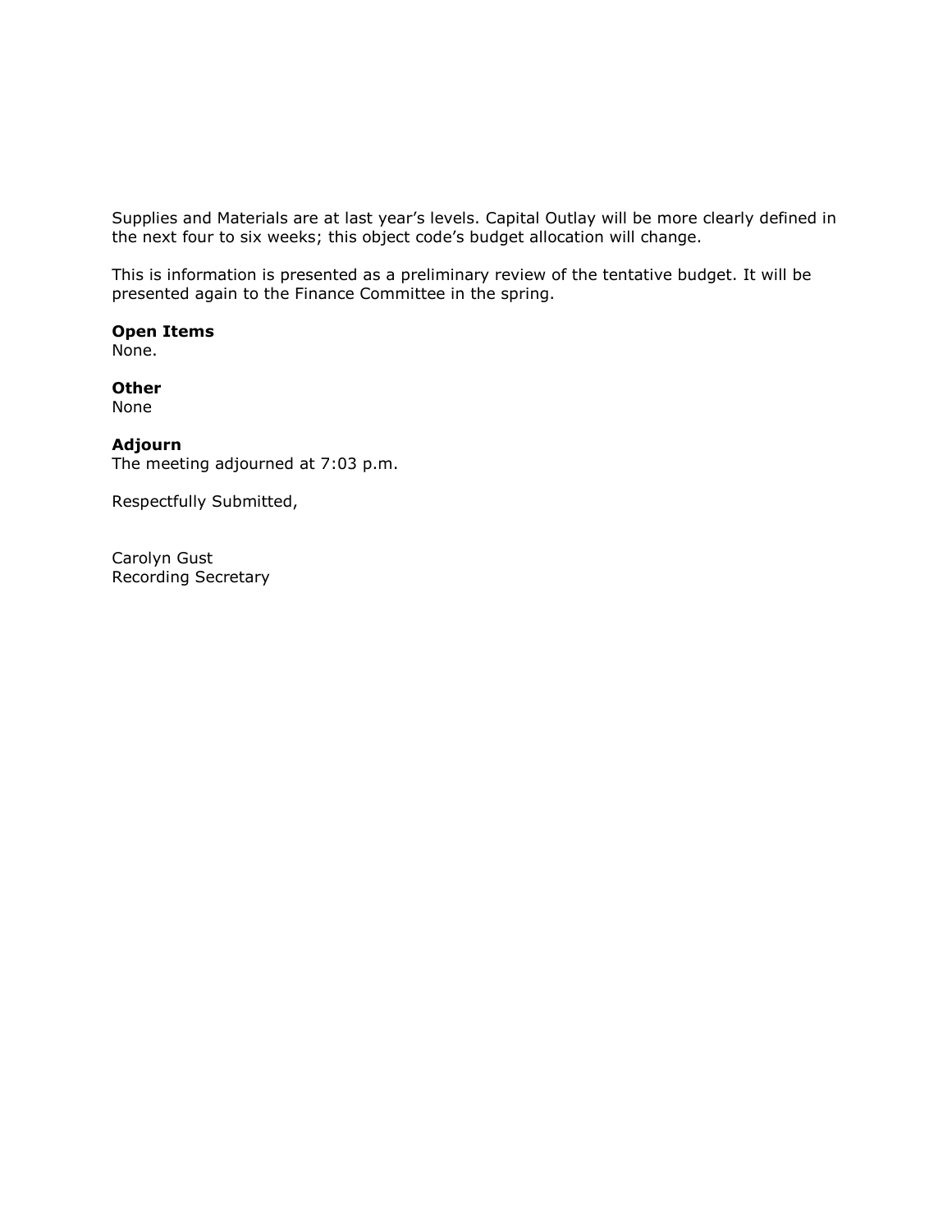Supplies and Materials are at last year's levels. Capital Outlay will be more clearly defined in the next four to six weeks; this object code's budget allocation will change.

This is information is presented as a preliminary review of the tentative budget. It will be presented again to the Finance Committee in the spring.

**Open Items**
None.

**Other**
None

**Adjourn**
The meeting adjourned at 7:03 p.m.

Respectfully Submitted,

Carolyn Gust
Recording Secretary